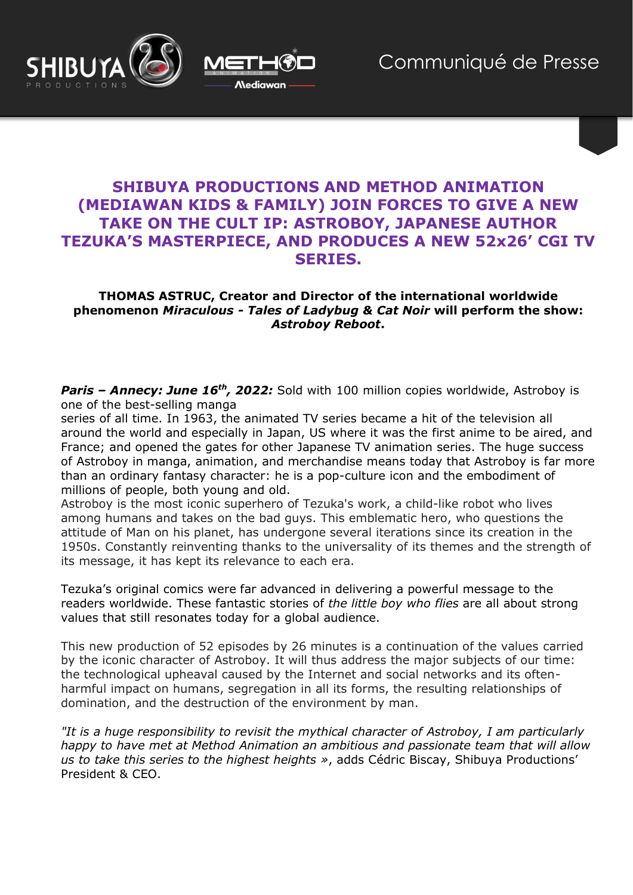Communiqué de Presse

# SHIBUYA PRODUCTIONS AND METHOD ANIMATION (MEDIAWAN KIDS & FAMILY) JOIN FORCES TO GIVE A NEW TAKE ON THE CULT IP: ASTROBOY, JAPANESE AUTHOR TEZUKA'S MASTERPIECE, AND PRODUCES A NEW 52x26' CGI TV SERIES.

**THOMAS ASTRUC, Creator and Director of the international worldwide phenomenon *Miraculous - Tales of Ladybug & Cat Noir* will perform the show: *Astroboy Reboot*.**

***Paris – Annecy: June 16th, 2022:*** Sold with 100 million copies worldwide, Astroboy is one of the best-selling manga series of all time. In 1963, the animated TV series became a hit of the television all around the world and especially in Japan, US where it was the first anime to be aired, and France; and opened the gates for other Japanese TV animation series. The huge success of Astroboy in manga, animation, and merchandise means today that Astroboy is far more than an ordinary fantasy character: he is a pop-culture icon and the embodiment of millions of people, both young and old.
Astroboy is the most iconic superhero of Tezuka's work, a child-like robot who lives among humans and takes on the bad guys. This emblematic hero, who questions the attitude of Man on his planet, has undergone several iterations since its creation in the 1950s. Constantly reinventing thanks to the universality of its themes and the strength of its message, it has kept its relevance to each era.

Tezuka's original comics were far advanced in delivering a powerful message to the readers worldwide. These fantastic stories of *the little boy who flies* are all about strong values that still resonates today for a global audience.

This new production of 52 episodes by 26 minutes is a continuation of the values carried by the iconic character of Astroboy. It will thus address the major subjects of our time: the technological upheaval caused by the Internet and social networks and its often-harmful impact on humans, segregation in all its forms, the resulting relationships of domination, and the destruction of the environment by man.

*"It is a huge responsibility to revisit the mythical character of Astroboy, I am particularly happy to have met at Method Animation an ambitious and passionate team that will allow us to take this series to the highest heights »*, adds Cédric Biscay, Shibuya Productions' President & CEO.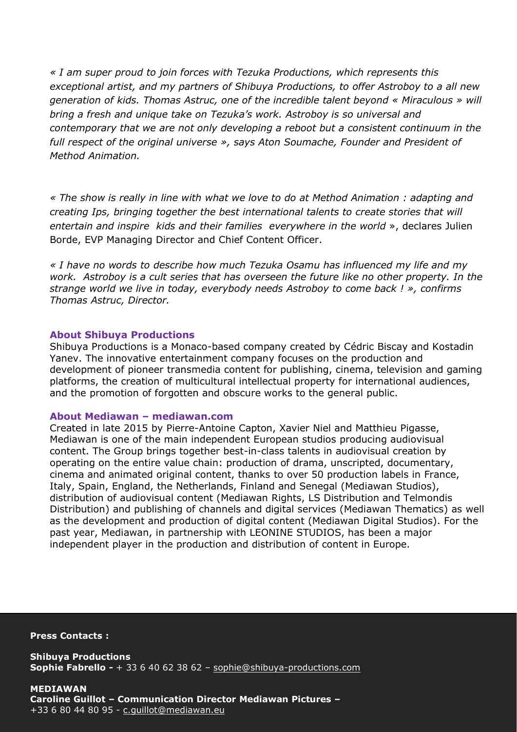*« I am super proud to join forces with Tezuka Productions, which represents this exceptional artist, and my partners of Shibuya Productions, to offer Astroboy to a all new generation of kids. Thomas Astruc, one of the incredible talent beyond « Miraculous » will bring a fresh and unique take on Tezuka's work. Astroboy is so universal and contemporary that we are not only developing a reboot but a consistent continuum in the full respect of the original universe », says Aton Soumache, Founder and President of Method Animation.*

*« The show is really in line with what we love to do at Method Animation : adapting and creating Ips, bringing together the best international talents to create stories that will entertain and inspire kids and their families everywhere in the world* », declares Julien Borde, EVP Managing Director and Chief Content Officer.

*« I have no words to describe how much Tezuka Osamu has influenced my life and my work. Astroboy is a cult series that has overseen the future like no other property. In the strange world we live in today, everybody needs Astroboy to come back ! », confirms Thomas Astruc, Director.*

### About Shibuya Productions

Shibuya Productions is a Monaco-based company created by Cédric Biscay and Kostadin Yanev. The innovative entertainment company focuses on the production and development of pioneer transmedia content for publishing, cinema, television and gaming platforms, the creation of multicultural intellectual property for international audiences, and the promotion of forgotten and obscure works to the general public.

### About Mediawan – mediawan.com

Created in late 2015 by Pierre-Antoine Capton, Xavier Niel and Matthieu Pigasse, Mediawan is one of the main independent European studios producing audiovisual content. The Group brings together best-in-class talents in audiovisual creation by operating on the entire value chain: production of drama, unscripted, documentary, cinema and animated original content, thanks to over 50 production labels in France, Italy, Spain, England, the Netherlands, Finland and Senegal (Mediawan Studios), distribution of audiovisual content (Mediawan Rights, LS Distribution and Telmondis Distribution) and publishing of channels and digital services (Mediawan Thematics) as well as the development and production of digital content (Mediawan Digital Studios). For the past year, Mediawan, in partnership with LEONINE STUDIOS, has been a major independent player in the production and distribution of content in Europe.

**Press Contacts :**

**Shibuya Productions**
**Sophie Fabrello -** + 33 6 40 62 38 62 – sophie@shibuya-productions.com

**MEDIAWAN**
**Caroline Guillot – Communication Director Mediawan Pictures –**
+33 6 80 44 80 95 - c.guillot@mediawan.eu